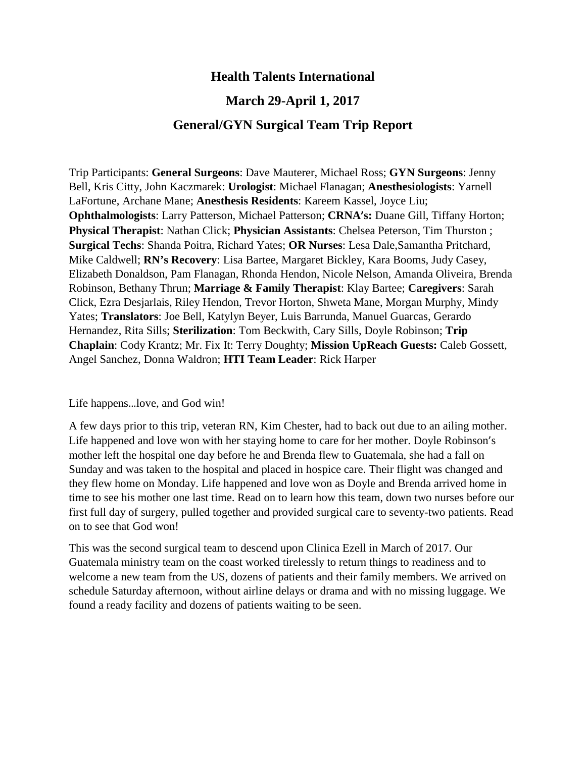# Health Talents International

## March 29-April 1, 2017

## General/GYN Surgical Team Trip Report

Trip Participants: **General Surgeons**: Dave Mauterer, Michael Ross; **GYN Surgeons**: Jenny Bell, Kris Citty, John Kaczmarek: **Urologist**: Michael Flanagan; **Anesthesiologists**: Yarnell LaFortune, Archane Mane; **Anesthesis Residents**: Kareem Kassel, Joyce Liu; **Ophthalmologists**: Larry Patterson, Michael Patterson; **CRNA's:** Duane Gill, Tiffany Horton; **Physical Therapist**: Nathan Click; **Physician Assistants**: Chelsea Peterson, Tim Thurston ; **Surgical Techs**: Shanda Poitra, Richard Yates; **OR Nurses**: Lesa Dale,Samantha Pritchard, Mike Caldwell; **RN's Recovery**: Lisa Bartee, Margaret Bickley, Kara Booms, Judy Casey, Elizabeth Donaldson, Pam Flanagan, Rhonda Hendon, Nicole Nelson, Amanda Oliveira, Brenda Robinson, Bethany Thrun; **Marriage & Family Therapist**: Klay Bartee; **Caregivers**: Sarah Click, Ezra Desjarlais, Riley Hendon, Trevor Horton, Shweta Mane, Morgan Murphy, Mindy Yates; **Translators**: Joe Bell, Katylyn Beyer, Luis Barrunda, Manuel Guarcas, Gerardo Hernandez, Rita Sills; **Sterilization**: Tom Beckwith, Cary Sills, Doyle Robinson; **Trip Chaplain**: Cody Krantz; Mr. Fix It: Terry Doughty; **Mission UpReach Guests:** Caleb Gossett, Angel Sanchez, Donna Waldron; **HTI Team Leader**: Rick Harper

Life happens...love, and God win!

A few days prior to this trip, veteran RN, Kim Chester, had to back out due to an ailing mother. Life happened and love won with her staying home to care for her mother. Doyle Robinson's mother left the hospital one day before he and Brenda flew to Guatemala, she had a fall on Sunday and was taken to the hospital and placed in hospice care. Their flight was changed and they flew home on Monday. Life happened and love won as Doyle and Brenda arrived home in time to see his mother one last time. Read on to learn how this team, down two nurses before our first full day of surgery, pulled together and provided surgical care to seventy-two patients. Read on to see that God won!

This was the second surgical team to descend upon Clinica Ezell in March of 2017. Our Guatemala ministry team on the coast worked tirelessly to return things to readiness and to welcome a new team from the US, dozens of patients and their family members. We arrived on schedule Saturday afternoon, without airline delays or drama and with no missing luggage. We found a ready facility and dozens of patients waiting to be seen.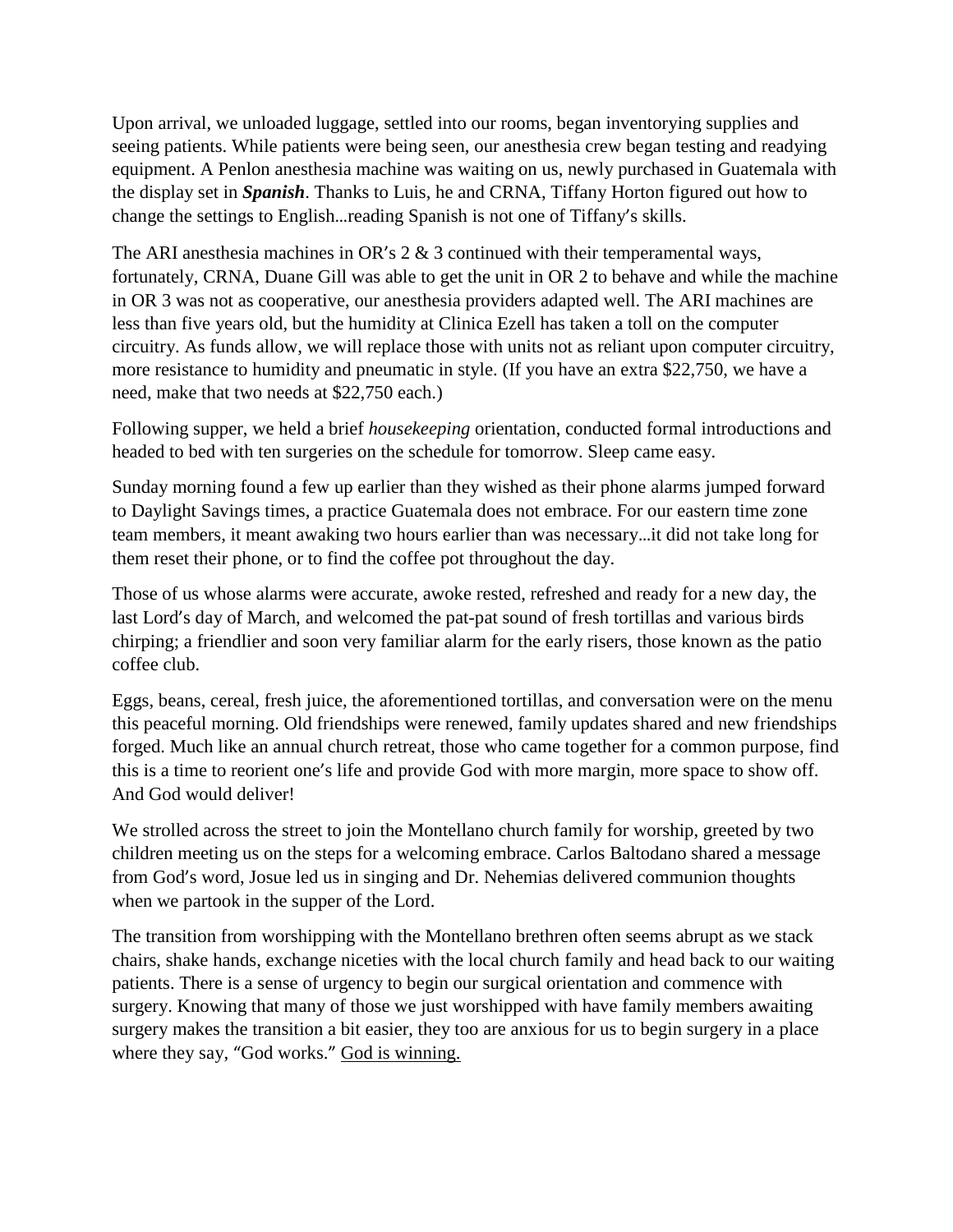Upon arrival, we unloaded luggage, settled into our rooms, began inventorying supplies and seeing patients. While patients were being seen, our anesthesia crew began testing and readying equipment. A Penlon anesthesia machine was waiting on us, newly purchased in Guatemala with the display set in ***Spanish***. Thanks to Luis, he and CRNA, Tiffany Horton figured out how to change the settings to English…reading Spanish is not one of Tiffany's skills.

The ARI anesthesia machines in OR's 2 & 3 continued with their temperamental ways, fortunately, CRNA, Duane Gill was able to get the unit in OR 2 to behave and while the machine in OR 3 was not as cooperative, our anesthesia providers adapted well. The ARI machines are less than five years old, but the humidity at Clinica Ezell has taken a toll on the computer circuitry. As funds allow, we will replace those with units not as reliant upon computer circuitry, more resistance to humidity and pneumatic in style. (If you have an extra $22,750, we have a need, make that two needs at $22,750 each.)

Following supper, we held a brief *housekeeping* orientation, conducted formal introductions and headed to bed with ten surgeries on the schedule for tomorrow. Sleep came easy.

Sunday morning found a few up earlier than they wished as their phone alarms jumped forward to Daylight Savings times, a practice Guatemala does not embrace. For our eastern time zone team members, it meant awaking two hours earlier than was necessary…it did not take long for them reset their phone, or to find the coffee pot throughout the day.

Those of us whose alarms were accurate, awoke rested, refreshed and ready for a new day, the last Lord's day of March, and welcomed the pat-pat sound of fresh tortillas and various birds chirping; a friendlier and soon very familiar alarm for the early risers, those known as the patio coffee club.

Eggs, beans, cereal, fresh juice, the aforementioned tortillas, and conversation were on the menu this peaceful morning. Old friendships were renewed, family updates shared and new friendships forged. Much like an annual church retreat, those who came together for a common purpose, find this is a time to reorient one's life and provide God with more margin, more space to show off. And God would deliver!

We strolled across the street to join the Montellano church family for worship, greeted by two children meeting us on the steps for a welcoming embrace. Carlos Baltodano shared a message from God's word, Josue led us in singing and Dr. Nehemias delivered communion thoughts when we partook in the supper of the Lord.

The transition from worshipping with the Montellano brethren often seems abrupt as we stack chairs, shake hands, exchange niceties with the local church family and head back to our waiting patients. There is a sense of urgency to begin our surgical orientation and commence with surgery. Knowing that many of those we just worshipped with have family members awaiting surgery makes the transition a bit easier, they too are anxious for us to begin surgery in a place where they say, "God works." <u>God is winning.</u>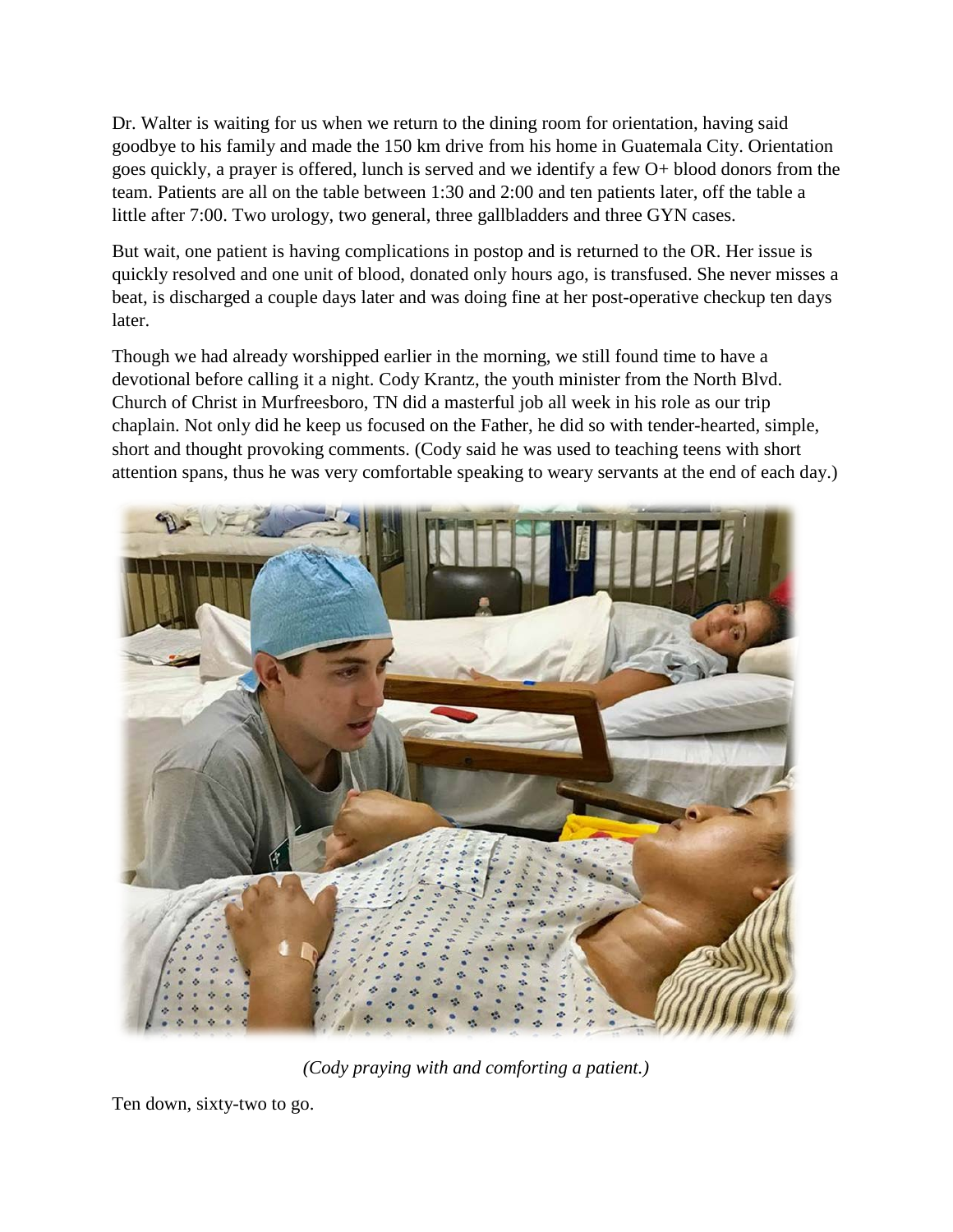Dr. Walter is waiting for us when we return to the dining room for orientation, having said goodbye to his family and made the 150 km drive from his home in Guatemala City. Orientation goes quickly, a prayer is offered, lunch is served and we identify a few O+ blood donors from the team. Patients are all on the table between 1:30 and 2:00 and ten patients later, off the table a little after 7:00. Two urology, two general, three gallbladders and three GYN cases.

But wait, one patient is having complications in postop and is returned to the OR. Her issue is quickly resolved and one unit of blood, donated only hours ago, is transfused. She never misses a beat, is discharged a couple days later and was doing fine at her post-operative checkup ten days later.

Though we had already worshipped earlier in the morning, we still found time to have a devotional before calling it a night. Cody Krantz, the youth minister from the North Blvd. Church of Christ in Murfreesboro, TN did a masterful job all week in his role as our trip chaplain. Not only did he keep us focused on the Father, he did so with tender-hearted, simple, short and thought provoking comments. (Cody said he was used to teaching teens with short attention spans, thus he was very comfortable speaking to weary servants at the end of each day.)

*(Cody praying with and comforting a patient.)*

Ten down, sixty-two to go.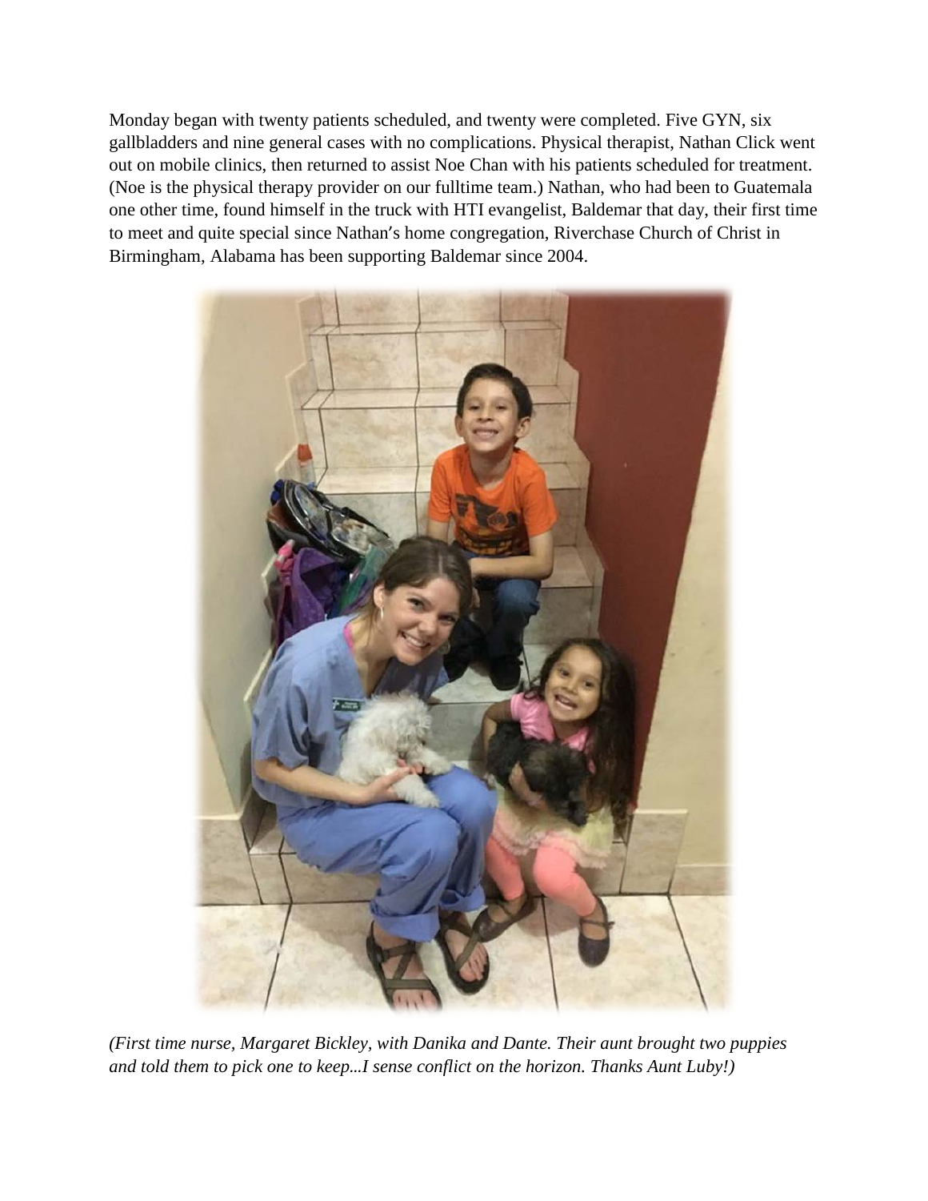Monday began with twenty patients scheduled, and twenty were completed. Five GYN, six gallbladders and nine general cases with no complications. Physical therapist, Nathan Click went out on mobile clinics, then returned to assist Noe Chan with his patients scheduled for treatment. (Noe is the physical therapy provider on our fulltime team.) Nathan, who had been to Guatemala one other time, found himself in the truck with HTI evangelist, Baldemar that day, their first time to meet and quite special since Nathan's home congregation, Riverchase Church of Christ in Birmingham, Alabama has been supporting Baldemar since 2004.

*(First time nurse, Margaret Bickley, with Danika and Dante. Their aunt brought two puppies and told them to pick one to keep...I sense conflict on the horizon. Thanks Aunt Luby!)*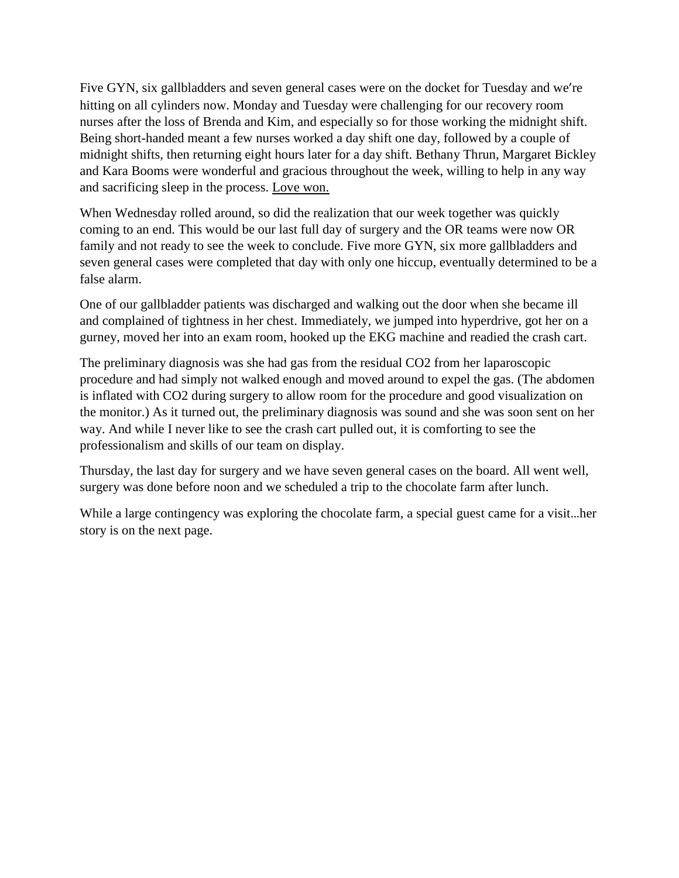Five GYN, six gallbladders and seven general cases were on the docket for Tuesday and we're hitting on all cylinders now. Monday and Tuesday were challenging for our recovery room nurses after the loss of Brenda and Kim, and especially so for those working the midnight shift. Being short-handed meant a few nurses worked a day shift one day, followed by a couple of midnight shifts, then returning eight hours later for a day shift. Bethany Thrun, Margaret Bickley and Kara Booms were wonderful and gracious throughout the week, willing to help in any way and sacrificing sleep in the process. <u>Love won.</u>

When Wednesday rolled around, so did the realization that our week together was quickly coming to an end. This would be our last full day of surgery and the OR teams were now OR family and not ready to see the week to conclude. Five more GYN, six more gallbladders and seven general cases were completed that day with only one hiccup, eventually determined to be a false alarm.

One of our gallbladder patients was discharged and walking out the door when she became ill and complained of tightness in her chest. Immediately, we jumped into hyperdrive, got her on a gurney, moved her into an exam room, hooked up the EKG machine and readied the crash cart.

The preliminary diagnosis was she had gas from the residual $CO_2$ from her laparoscopic procedure and had simply not walked enough and moved around to expel the gas. (The abdomen is inflated with $CO_2$ during surgery to allow room for the procedure and good visualization on the monitor.) As it turned out, the preliminary diagnosis was sound and she was soon sent on her way. And while I never like to see the crash cart pulled out, it is comforting to see the professionalism and skills of our team on display.

Thursday, the last day for surgery and we have seven general cases on the board. All went well, surgery was done before noon and we scheduled a trip to the chocolate farm after lunch.

While a large contingency was exploring the chocolate farm, a special guest came for a visit…her story is on the next page.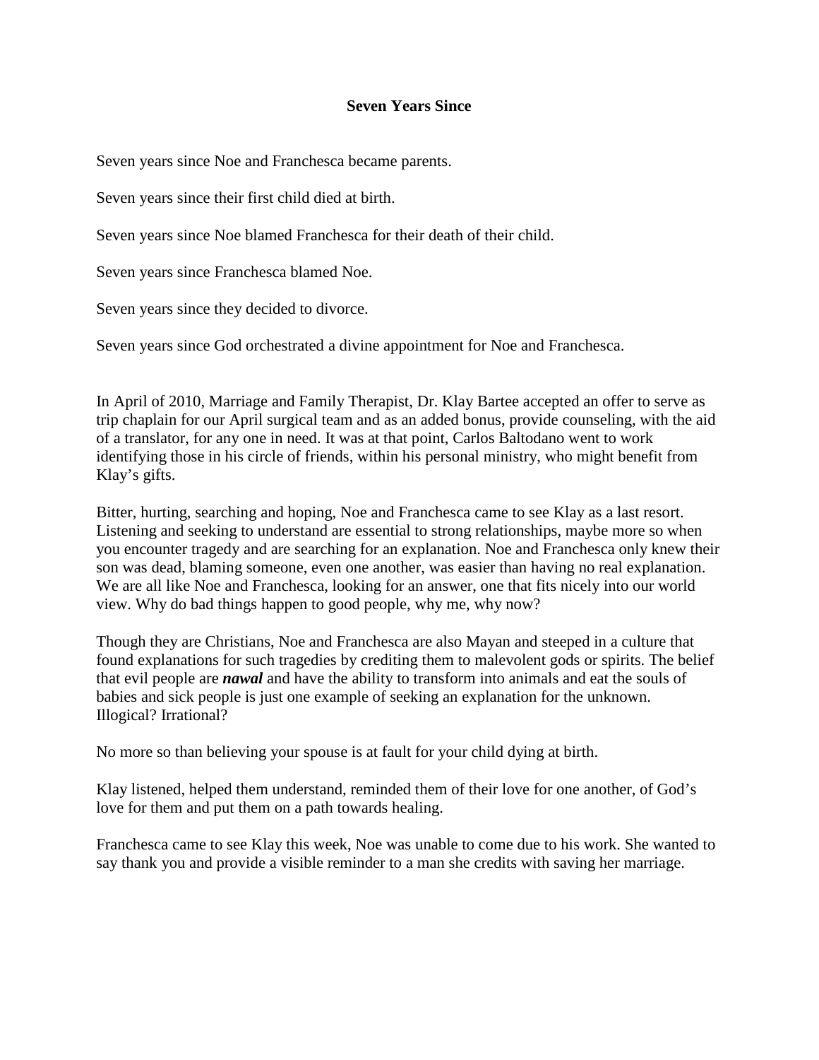# Seven Years Since

Seven years since Noe and Franchesca became parents.

Seven years since their first child died at birth.

Seven years since Noe blamed Franchesca for their death of their child.

Seven years since Franchesca blamed Noe.

Seven years since they decided to divorce.

Seven years since God orchestrated a divine appointment for Noe and Franchesca.

In April of 2010, Marriage and Family Therapist, Dr. Klay Bartee accepted an offer to serve as trip chaplain for our April surgical team and as an added bonus, provide counseling, with the aid of a translator, for any one in need. It was at that point, Carlos Baltodano went to work identifying those in his circle of friends, within his personal ministry, who might benefit from Klay's gifts.

Bitter, hurting, searching and hoping, Noe and Franchesca came to see Klay as a last resort. Listening and seeking to understand are essential to strong relationships, maybe more so when you encounter tragedy and are searching for an explanation. Noe and Franchesca only knew their son was dead, blaming someone, even one another, was easier than having no real explanation. We are all like Noe and Franchesca, looking for an answer, one that fits nicely into our world view. Why do bad things happen to good people, why me, why now?

Though they are Christians, Noe and Franchesca are also Mayan and steeped in a culture that found explanations for such tragedies by crediting them to malevolent gods or spirits. The belief that evil people are ***nawal*** and have the ability to transform into animals and eat the souls of babies and sick people is just one example of seeking an explanation for the unknown. Illogical? Irrational?

No more so than believing your spouse is at fault for your child dying at birth.

Klay listened, helped them understand, reminded them of their love for one another, of God's love for them and put them on a path towards healing.

Franchesca came to see Klay this week, Noe was unable to come due to his work. She wanted to say thank you and provide a visible reminder to a man she credits with saving her marriage.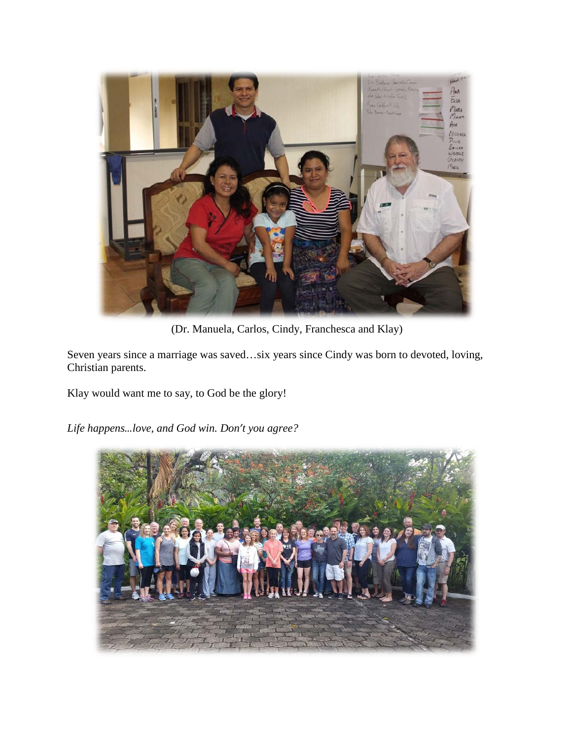(Dr. Manuela, Carlos, Cindy, Franchesca and Klay)

Seven years since a marriage was saved…six years since Cindy was born to devoted, loving, Christian parents.

Klay would want me to say, to God be the glory!

*Life happens...love, and God win. Don't you agree?*